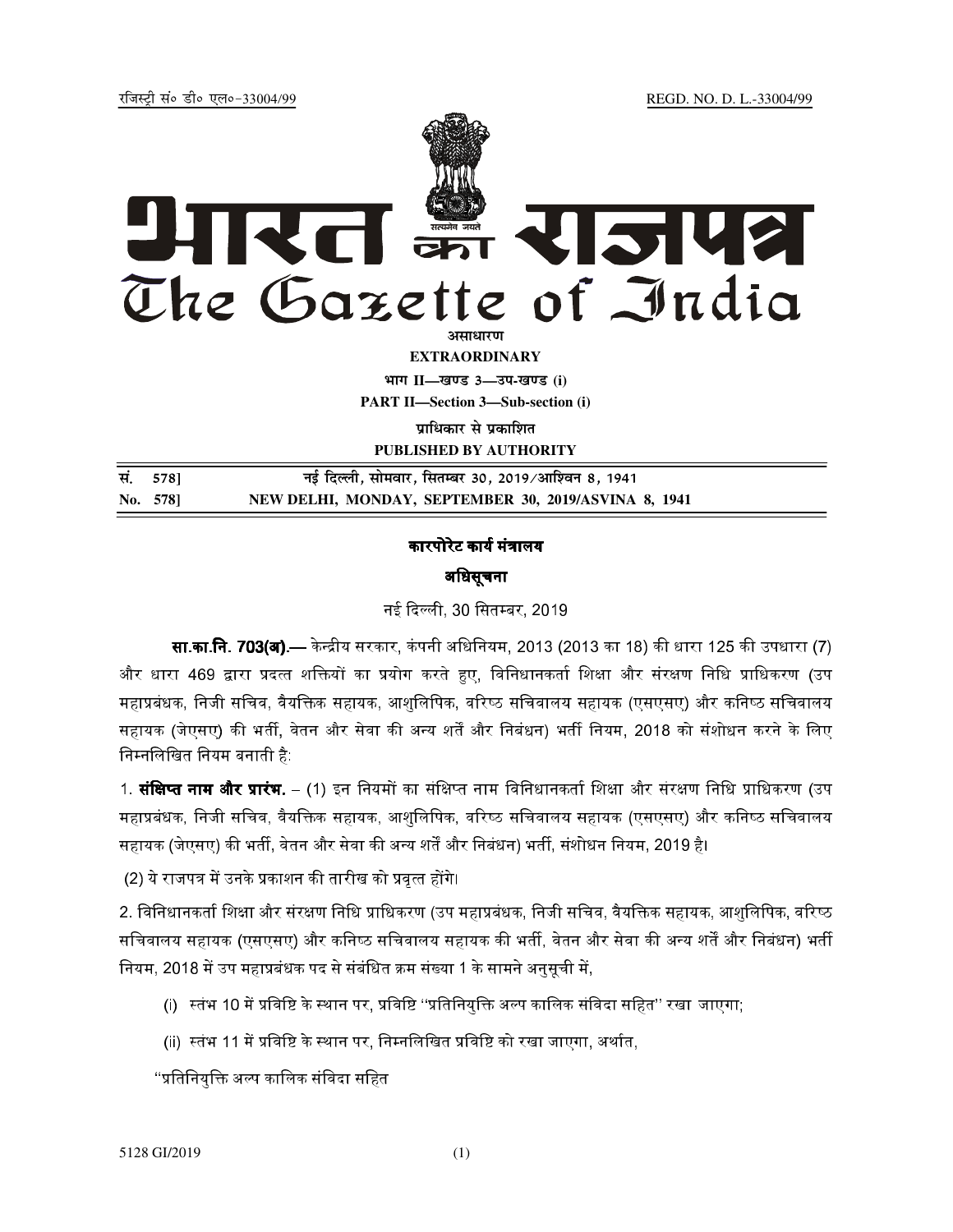रजिस्ट्री सं० डी० एल०-33004/99 REGD. NO. D. L.-33004/99

# भारत का राजपत्र
# The Gazette of India

**असाधारण**

**EXTRAORDINARY**

**भाग II—खण्ड 3—उप-खण्ड (i)**

**PART II—Section 3—Sub-section (i)**

**प्राधिकार से प्रकाशित**

**PUBLISHED BY AUTHORITY**

| सं. 578] | नई दिल्ली, सोमवार, सितम्बर 30, 2019/आश्विन 8, 1941 |
|---|---|
| No. 578] | NEW DELHI, MONDAY, SEPTEMBER 30, 2019/ASVINA 8, 1941 |

## कारपोरेट कार्य मंत्रालय

### अधिसूचना

नई दिल्ली, 30 सितम्बर, 2019

**सा.का.नि. 703(अ).**— केन्द्रीय सरकार, कंपनी अधिनियम, 2013 (2013 का 18) की धारा 125 की उपधारा (7) और धारा 469 द्वारा प्रदत्त शक्तियों का प्रयोग करते हुए, विनिधानकर्ता शिक्षा और संरक्षण निधि प्राधिकरण (उप महाप्रबंधक, निजी सचिव, वैयक्तिक सहायक, आशुलिपिक, वरिष्ठ सचिवालय सहायक (एसएसए) और कनिष्ठ सचिवालय सहायक (जेएसए) की भर्ती, वेतन और सेवा की अन्य शर्तें और निबंधन) भर्ती नियम, 2018 को संशोधन करने के लिए निम्नलिखित नियम बनाती है:

1. **संक्षिप्त नाम और प्रारंभ.** – (1) इन नियमों का संक्षिप्त नाम विनिधानकर्ता शिक्षा और संरक्षण निधि प्राधिकरण (उप महाप्रबंधक, निजी सचिव, वैयक्तिक सहायक, आशुलिपिक, वरिष्ठ सचिवालय सहायक (एसएसए) और कनिष्ठ सचिवालय सहायक (जेएसए) की भर्ती, वेतन और सेवा की अन्य शर्तें और निबंधन) भर्ती, संशोधन नियम, 2019 है।

(2) ये राजपत्र में उनके प्रकाशन की तारीख को प्रवृत्त होंगे।

2. विनिधानकर्ता शिक्षा और संरक्षण निधि प्राधिकरण (उप महाप्रबंधक, निजी सचिव, वैयक्तिक सहायक, आशुलिपिक, वरिष्ठ सचिवालय सहायक (एसएसए) और कनिष्ठ सचिवालय सहायक की भर्ती, वेतन और सेवा की अन्य शर्तें और निबंधन) भर्ती नियम, 2018 में उप महाप्रबंधक पद से संबंधित क्रम संख्या 1 के सामने अनुसूची में,

(i) स्तंभ 10 में प्रविष्टि के स्थान पर, प्रविष्टि ''प्रतिनियुक्ति अल्प कालिक संविदा सहित'' रखा जाएगा;

(ii) स्तंभ 11 में प्रविष्टि के स्थान पर, निम्नलिखित प्रविष्टि को रखा जाएगा, अर्थात,

''प्रतिनियुक्ति अल्प कालिक संविदा सहित

5128 GI/2019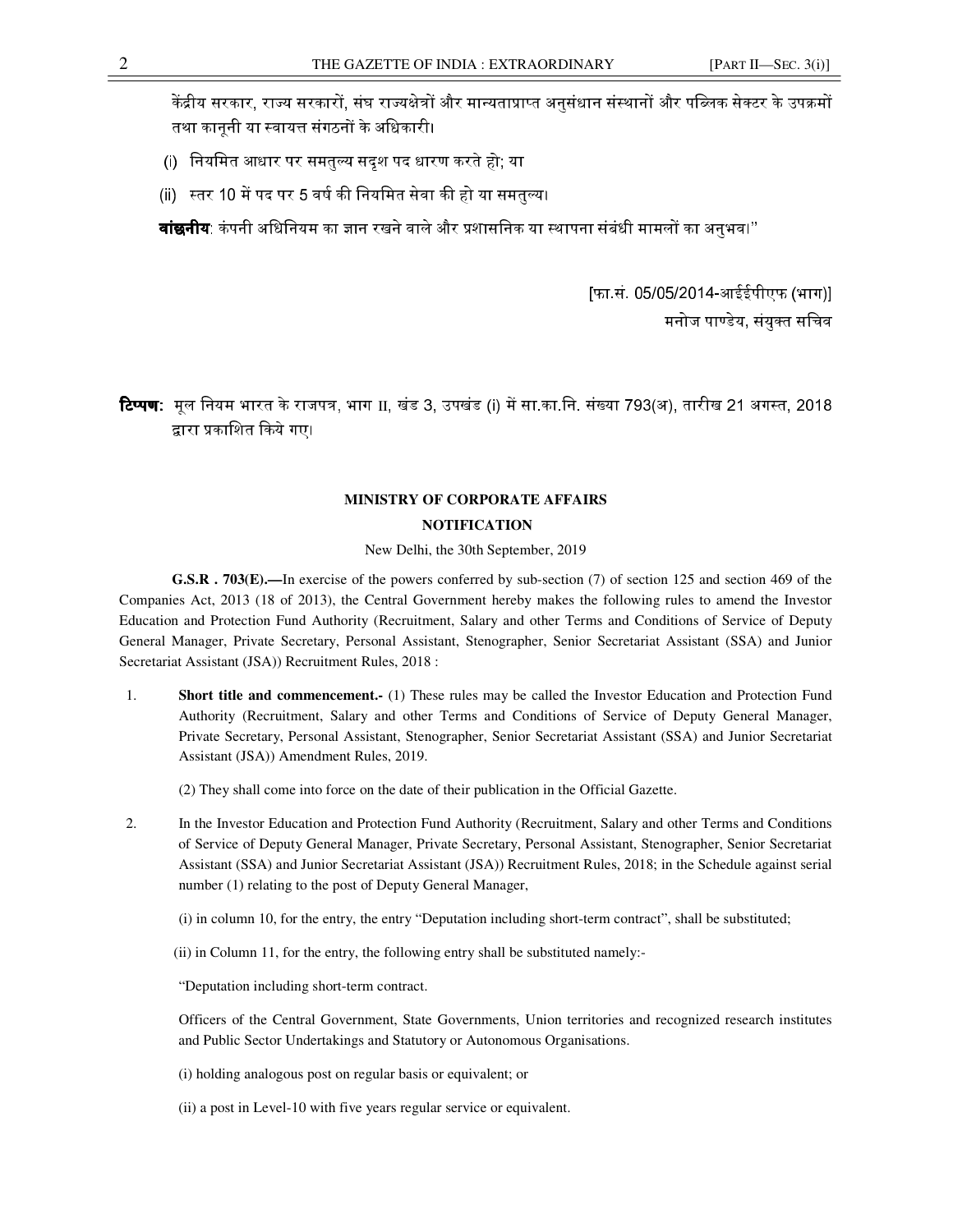केंद्रीय सरकार, राज्य सरकारों, संघ राज्यक्षेत्रों और मान्यताप्राप्त अनुसंधान संस्थानों और पब्लिक सेक्टर के उपक्रमों तथा कानूनी या स्वायत्त संगठनों के अधिकारी।

(i) नियमित आधार पर समतुल्य सदृश पद धारण करते हो; या

(ii) स्तर 10 में पद पर 5 वर्ष की नियमित सेवा की हो या समतुल्य।

**वांछनीय**: कंपनी अधिनियम का ज्ञान रखने वाले और प्रशासनिक या स्थापना संबंधी मामलों का अनुभव।"

[फा.सं. 05/05/2014-आईईपीएफ (भाग)]

मनोज पाण्डेय, संयुक्त सचिव

**टिप्पण:** मूल नियम भारत के राजपत्र, भाग II, खंड 3, उपखंड (i) में सा.का.नि. संख्या 793(अ), तारीख 21 अगस्त, 2018 द्वारा प्रकाशित किये गए।

## MINISTRY OF CORPORATE AFFAIRS

## NOTIFICATION

New Delhi, the 30th September, 2019

**G.S.R . 703(E).—**In exercise of the powers conferred by sub-section (7) of section 125 and section 469 of the Companies Act, 2013 (18 of 2013), the Central Government hereby makes the following rules to amend the Investor Education and Protection Fund Authority (Recruitment, Salary and other Terms and Conditions of Service of Deputy General Manager, Private Secretary, Personal Assistant, Stenographer, Senior Secretariat Assistant (SSA) and Junior Secretariat Assistant (JSA)) Recruitment Rules, 2018 :

1. **Short title and commencement.-** (1) These rules may be called the Investor Education and Protection Fund Authority (Recruitment, Salary and other Terms and Conditions of Service of Deputy General Manager, Private Secretary, Personal Assistant, Stenographer, Senior Secretariat Assistant (SSA) and Junior Secretariat Assistant (JSA)) Amendment Rules, 2019.

   (2) They shall come into force on the date of their publication in the Official Gazette.

2. In the Investor Education and Protection Fund Authority (Recruitment, Salary and other Terms and Conditions of Service of Deputy General Manager, Private Secretary, Personal Assistant, Stenographer, Senior Secretariat Assistant (SSA) and Junior Secretariat Assistant (JSA)) Recruitment Rules, 2018; in the Schedule against serial number (1) relating to the post of Deputy General Manager,

   (i) in column 10, for the entry, the entry "Deputation including short-term contract", shall be substituted;

   (ii) in Column 11, for the entry, the following entry shall be substituted namely:-

   "Deputation including short-term contract.

   Officers of the Central Government, State Governments, Union territories and recognized research institutes and Public Sector Undertakings and Statutory or Autonomous Organisations.

   (i) holding analogous post on regular basis or equivalent; or

   (ii) a post in Level-10 with five years regular service or equivalent.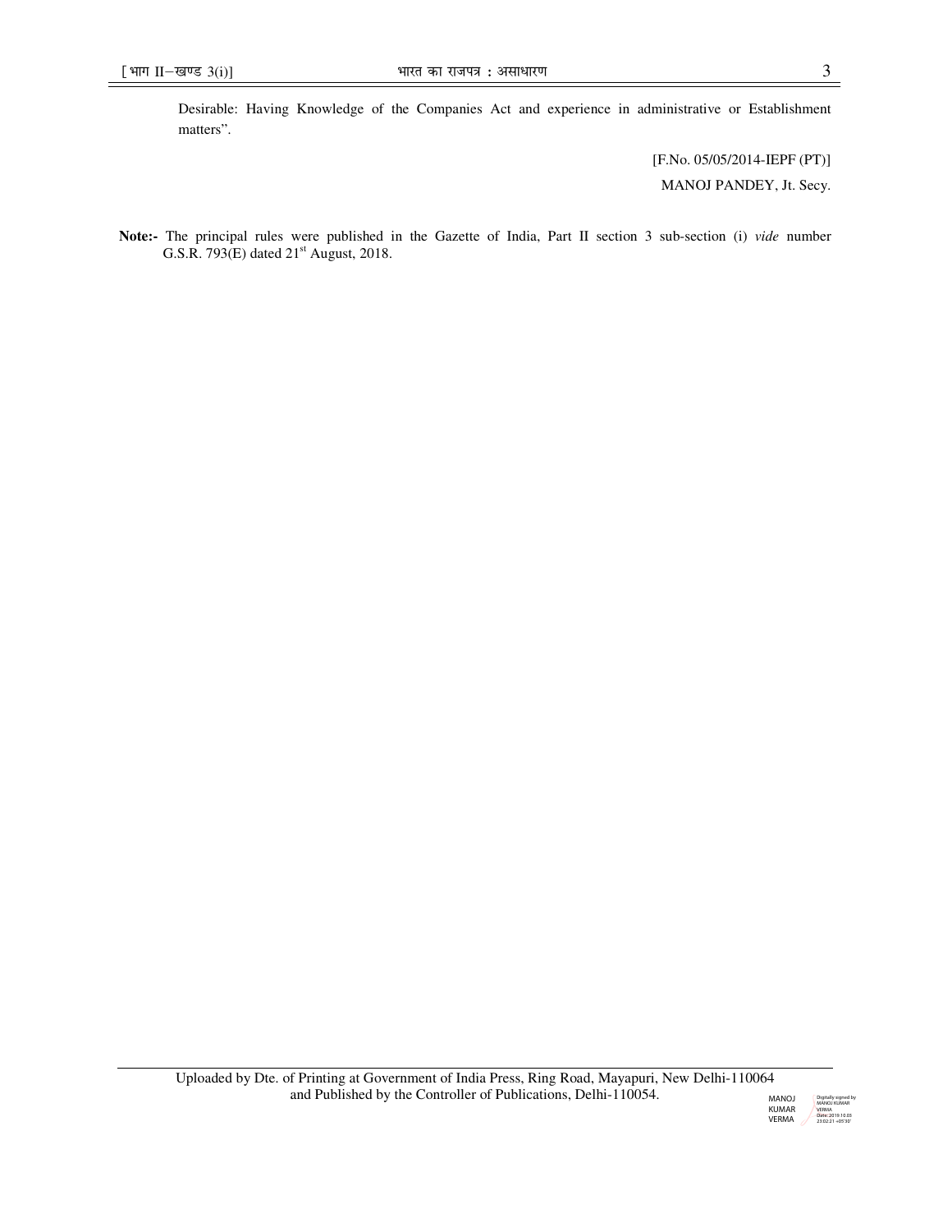Desirable: Having Knowledge of the Companies Act and experience in administrative or Establishment matters".

[F.No. 05/05/2014-IEPF (PT)]

MANOJ PANDEY, Jt. Secy.

**Note:-** The principal rules were published in the Gazette of India, Part II section 3 sub-section (i) *vide* number G.S.R. 793(E) dated 21st August, 2018.

Uploaded by Dte. of Printing at Government of India Press, Ring Road, Mayapuri, New Delhi-110064 and Published by the Controller of Publications, Delhi-110054.